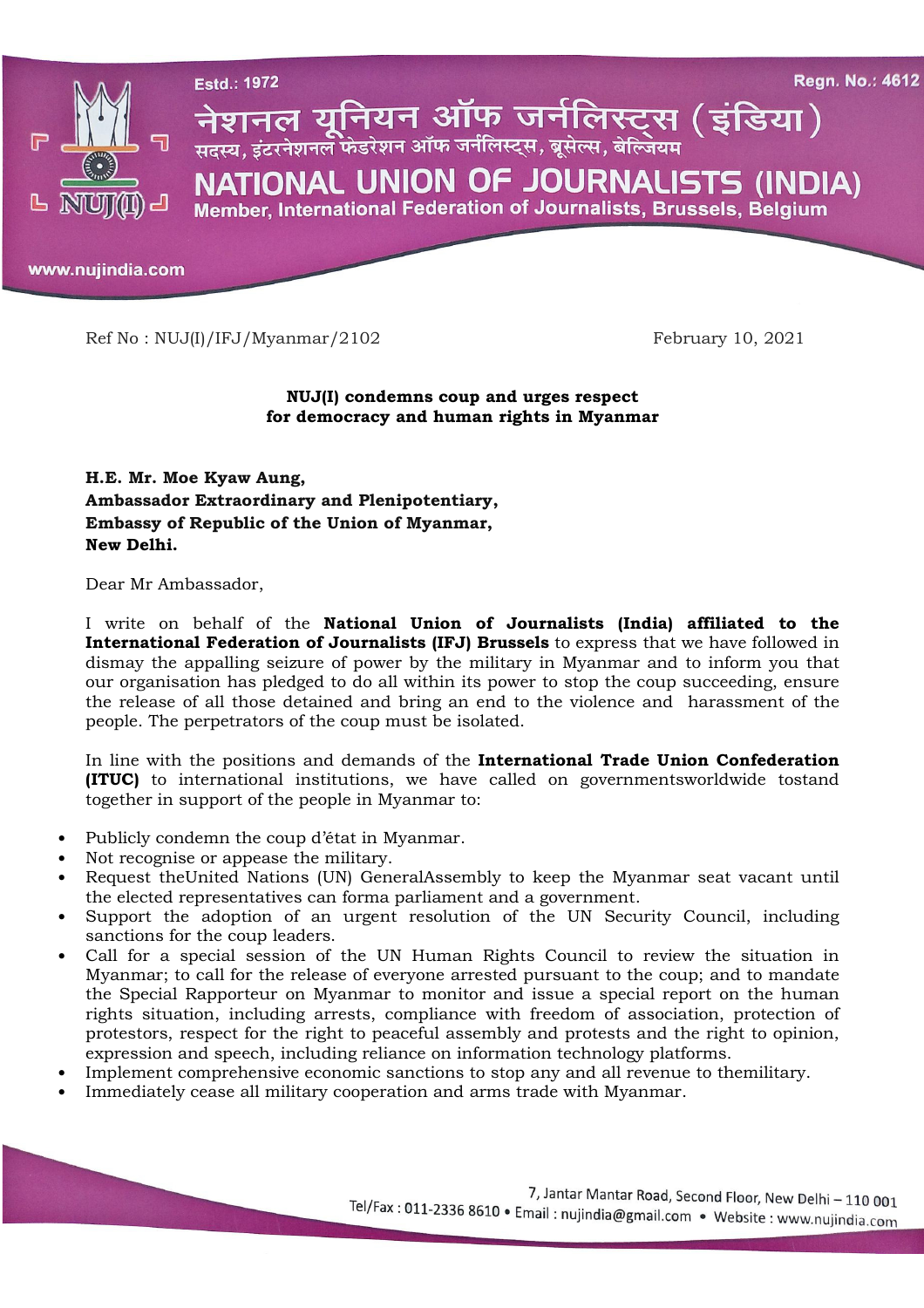Estd.: 1972

Regn. No.: 4612

# नेशनल यूनियन ऑफ जर्नलिस्ट्स (इंडिया)

सदस्य, इंटरनेशनल फेडरेशन ऑफ जर्नलिस्ट्स, ब्रूसेल्स, बेल्जियम

# NATIONAL UNION OF JOURNALISTS (INDIA)

Member, International Federation of Journalists, Brussels, Belgium

www.nujindia.com

Ref No : NUJ(I)/IFJ/Myanmar/2102

February 10, 2021

**NUJ(I) condemns coup and urges respect for democracy and human rights in Myanmar**

**H.E. Mr. Moe Kyaw Aung,**
**Ambassador Extraordinary and Plenipotentiary,**
**Embassy of Republic of the Union of Myanmar,**
**New Delhi.**

Dear Mr Ambassador,

I write on behalf of the **National Union of Journalists (India) affiliated to the International Federation of Journalists (IFJ) Brussels** to express that we have followed in dismay the appalling seizure of power by the military in Myanmar and to inform you that our organisation has pledged to do all within its power to stop the coup succeeding, ensure the release of all those detained and bring an end to the violence and harassment of the people. The perpetrators of the coup must be isolated.

In line with the positions and demands of the **International Trade Union Confederation (ITUC)** to international institutions, we have called on governmentsworldwide tostand together in support of the people in Myanmar to:

- Publicly condemn the coup d'ětat in Myanmar.
- Not recognise or appease the military.
- Request theUnited Nations (UN) GeneralAssembly to keep the Myanmar seat vacant until the elected representatives can forma parliament and a government.
- Support the adoption of an urgent resolution of the UN Security Council, including sanctions for the coup leaders.
- Call for a special session of the UN Human Rights Council to review the situation in Myanmar; to call for the release of everyone arrested pursuant to the coup; and to mandate the Special Rapporteur on Myanmar to monitor and issue a special report on the human rights situation, including arrests, compliance with freedom of association, protection of protestors, respect for the right to peaceful assembly and protests and the right to opinion, expression and speech, including reliance on information technology platforms.
- Implement comprehensive economic sanctions to stop any and all revenue to themilitary.
- Immediately cease all military cooperation and arms trade with Myanmar.

7, Jantar Mantar Road, Second Floor, New Delhi – 110 001
Tel/Fax : 011-2336 8610 • Email : nujindia@gmail.com • Website : www.nujindia.com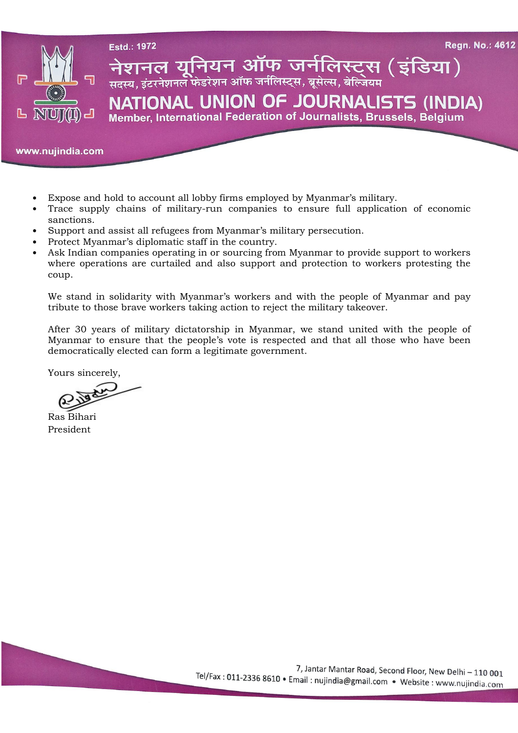- Expose and hold to account all lobby firms employed by Myanmar's military.
- Trace supply chains of military-run companies to ensure full application of economic sanctions.
- Support and assist all refugees from Myanmar's military persecution.
- Protect Myanmar's diplomatic staff in the country.
- Ask Indian companies operating in or sourcing from Myanmar to provide support to workers where operations are curtailed and also support and protection to workers protesting the coup.

We stand in solidarity with Myanmar's workers and with the people of Myanmar and pay tribute to those brave workers taking action to reject the military takeover.

After 30 years of military dictatorship in Myanmar, we stand united with the people of Myanmar to ensure that the people's vote is respected and that all those who have been democratically elected can form a legitimate government.

Yours sincerely,

Ras Bihari
President